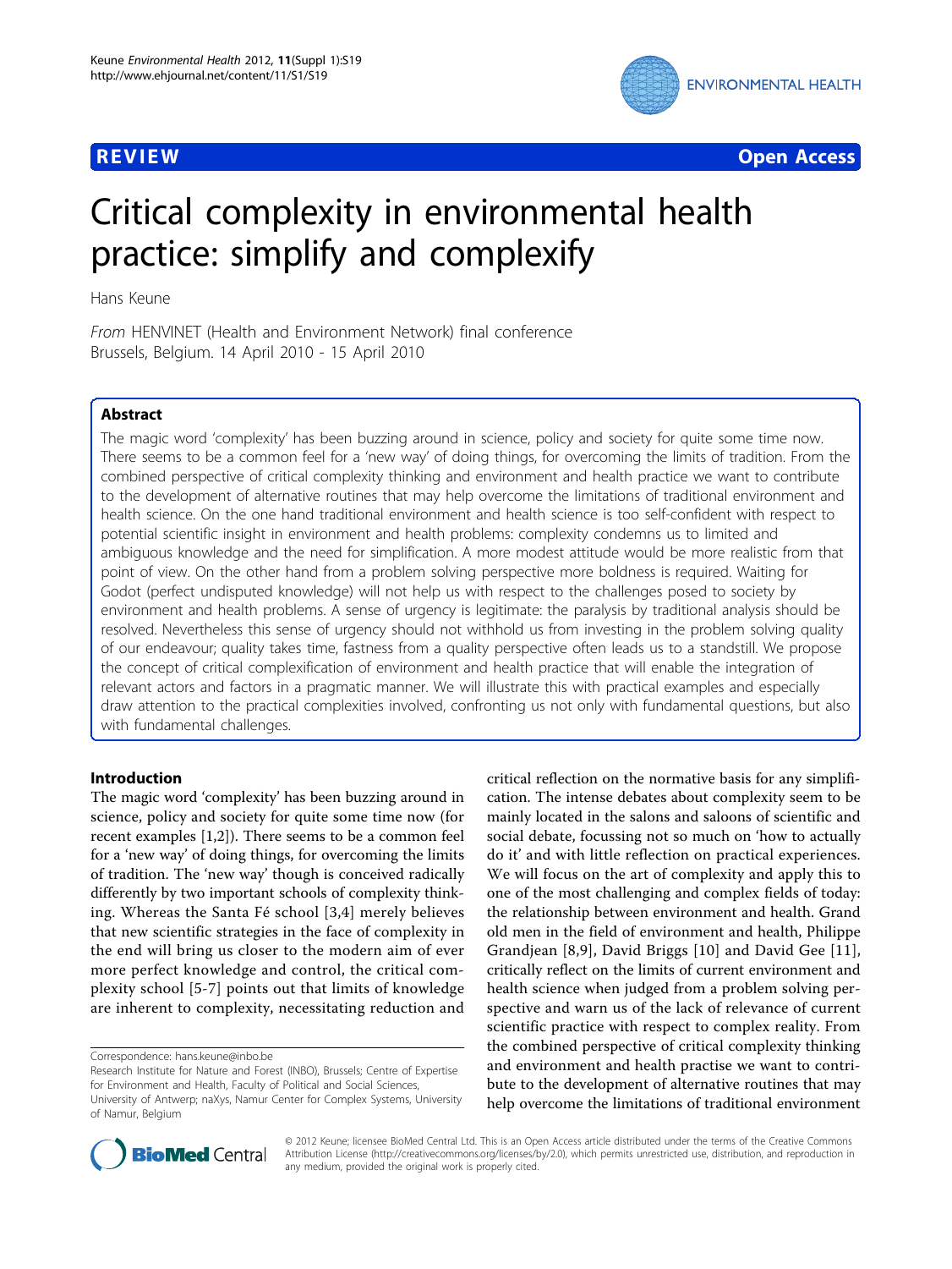**REVIEW** **Open Access**

# Critical complexity in environmental health practice: simplify and complexify

Hans Keune

*From* HENVINET (Health and Environment Network) final conference
Brussels, Belgium. 14 April 2010 - 15 April 2010

## Abstract

The magic word 'complexity' has been buzzing around in science, policy and society for quite some time now. There seems to be a common feel for a 'new way' of doing things, for overcoming the limits of tradition. From the combined perspective of critical complexity thinking and environment and health practice we want to contribute to the development of alternative routines that may help overcome the limitations of traditional environment and health science. On the one hand traditional environment and health science is too self-confident with respect to potential scientific insight in environment and health problems: complexity condemns us to limited and ambiguous knowledge and the need for simplification. A more modest attitude would be more realistic from that point of view. On the other hand from a problem solving perspective more boldness is required. Waiting for Godot (perfect undisputed knowledge) will not help us with respect to the challenges posed to society by environment and health problems. A sense of urgency is legitimate: the paralysis by traditional analysis should be resolved. Nevertheless this sense of urgency should not withhold us from investing in the problem solving quality of our endeavour; quality takes time, fastness from a quality perspective often leads us to a standstill. We propose the concept of critical complexification of environment and health practice that will enable the integration of relevant actors and factors in a pragmatic manner. We will illustrate this with practical examples and especially draw attention to the practical complexities involved, confronting us not only with fundamental questions, but also with fundamental challenges.

## Introduction

The magic word 'complexity' has been buzzing around in science, policy and society for quite some time now (for recent examples [1,2]). There seems to be a common feel for a 'new way' of doing things, for overcoming the limits of tradition. The 'new way' though is conceived radically differently by two important schools of complexity thinking. Whereas the Santa Fé school [3,4] merely believes that new scientific strategies in the face of complexity in the end will bring us closer to the modern aim of ever more perfect knowledge and control, the critical complexity school [5-7] points out that limits of knowledge are inherent to complexity, necessitating reduction and critical reflection on the normative basis for any simplification. The intense debates about complexity seem to be mainly located in the salons and saloons of scientific and social debate, focussing not so much on 'how to actually do it' and with little reflection on practical experiences. We will focus on the art of complexity and apply this to one of the most challenging and complex fields of today: the relationship between environment and health. Grand old men in the field of environment and health, Philippe Grandjean [8,9], David Briggs [10] and David Gee [11], critically reflect on the limits of current environment and health science when judged from a problem solving perspective and warn us of the lack of relevance of current scientific practice with respect to complex reality. From the combined perspective of critical complexity thinking and environment and health practise we want to contribute to the development of alternative routines that may help overcome the limitations of traditional environment

Correspondence: hans.keune@inbo.be
Research Institute for Nature and Forest (INBO), Brussels; Centre of Expertise for Environment and Health, Faculty of Political and Social Sciences, University of Antwerp; naXys, Namur Center for Complex Systems, University of Namur, Belgium

© 2012 Keune; licensee BioMed Central Ltd. This is an Open Access article distributed under the terms of the Creative Commons Attribution License (http://creativecommons.org/licenses/by/2.0), which permits unrestricted use, distribution, and reproduction in any medium, provided the original work is properly cited.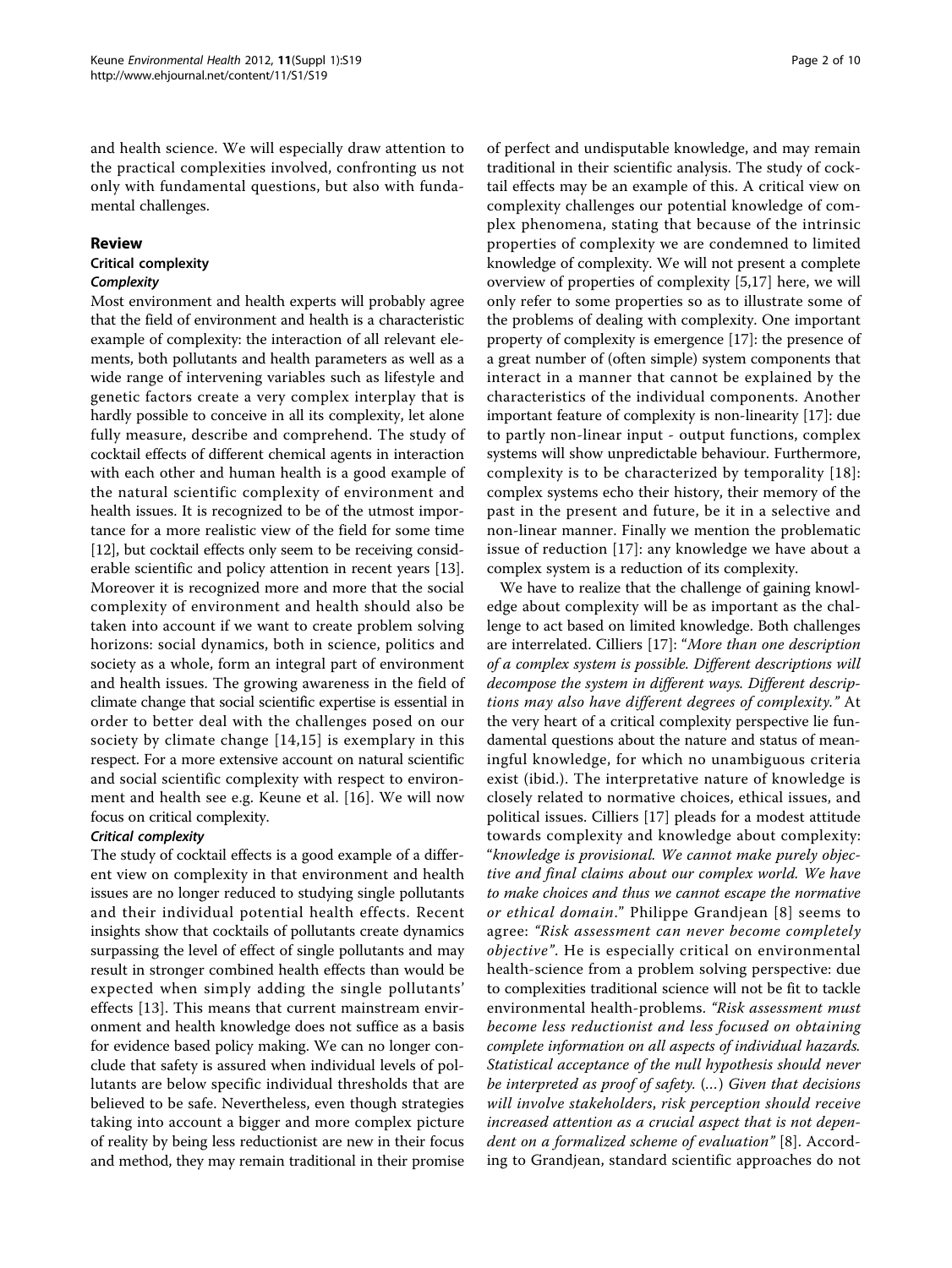and health science. We will especially draw attention to the practical complexities involved, confronting us not only with fundamental questions, but also with fundamental challenges.

## Review

### Critical complexity

#### *Complexity*

Most environment and health experts will probably agree that the field of environment and health is a characteristic example of complexity: the interaction of all relevant elements, both pollutants and health parameters as well as a wide range of intervening variables such as lifestyle and genetic factors create a very complex interplay that is hardly possible to conceive in all its complexity, let alone fully measure, describe and comprehend. The study of cocktail effects of different chemical agents in interaction with each other and human health is a good example of the natural scientific complexity of environment and health issues. It is recognized to be of the utmost importance for a more realistic view of the field for some time [12], but cocktail effects only seem to be receiving considerable scientific and policy attention in recent years [13]. Moreover it is recognized more and more that the social complexity of environment and health should also be taken into account if we want to create problem solving horizons: social dynamics, both in science, politics and society as a whole, form an integral part of environment and health issues. The growing awareness in the field of climate change that social scientific expertise is essential in order to better deal with the challenges posed on our society by climate change [14,15] is exemplary in this respect. For a more extensive account on natural scientific and social scientific complexity with respect to environment and health see e.g. Keune et al. [16]. We will now focus on critical complexity.

#### *Critical complexity*

The study of cocktail effects is a good example of a different view on complexity in that environment and health issues are no longer reduced to studying single pollutants and their individual potential health effects. Recent insights show that cocktails of pollutants create dynamics surpassing the level of effect of single pollutants and may result in stronger combined health effects than would be expected when simply adding the single pollutants' effects [13]. This means that current mainstream environment and health knowledge does not suffice as a basis for evidence based policy making. We can no longer conclude that safety is assured when individual levels of pollutants are below specific individual thresholds that are believed to be safe. Nevertheless, even though strategies taking into account a bigger and more complex picture of reality by being less reductionist are new in their focus and method, they may remain traditional in their promise of perfect and undisputable knowledge, and may remain traditional in their scientific analysis. The study of cocktail effects may be an example of this. A critical view on complexity challenges our potential knowledge of complex phenomena, stating that because of the intrinsic properties of complexity we are condemned to limited knowledge of complexity. We will not present a complete overview of properties of complexity [5,17] here, we will only refer to some properties so as to illustrate some of the problems of dealing with complexity. One important property of complexity is emergence [17]: the presence of a great number of (often simple) system components that interact in a manner that cannot be explained by the characteristics of the individual components. Another important feature of complexity is non-linearity [17]: due to partly non-linear input - output functions, complex systems will show unpredictable behaviour. Furthermore, complexity is to be characterized by temporality [18]: complex systems echo their history, their memory of the past in the present and future, be it in a selective and non-linear manner. Finally we mention the problematic issue of reduction [17]: any knowledge we have about a complex system is a reduction of its complexity.

We have to realize that the challenge of gaining knowledge about complexity will be as important as the challenge to act based on limited knowledge. Both challenges are interrelated. Cilliers [17]: "*More than one description of a complex system is possible. Different descriptions will decompose the system in different ways. Different descriptions may also have different degrees of complexity.*" At the very heart of a critical complexity perspective lie fundamental questions about the nature and status of meaningful knowledge, for which no unambiguous criteria exist (ibid.). The interpretative nature of knowledge is closely related to normative choices, ethical issues, and political issues. Cilliers [17] pleads for a modest attitude towards complexity and knowledge about complexity: "*knowledge is provisional. We cannot make purely objective and final claims about our complex world. We have to make choices and thus we cannot escape the normative or ethical domain*." Philippe Grandjean [8] seems to agree: *"Risk assessment can never become completely objective"*. He is especially critical on environmental health-science from a problem solving perspective: due to complexities traditional science will not be fit to tackle environmental health-problems. *"Risk assessment must become less reductionist and less focused on obtaining complete information on all aspects of individual hazards. Statistical acceptance of the null hypothesis should never be interpreted as proof of safety.* (...) *Given that decisions will involve stakeholders, risk perception should receive increased attention as a crucial aspect that is not dependent on a formalized scheme of evaluation"* [8]. According to Grandjean, standard scientific approaches do not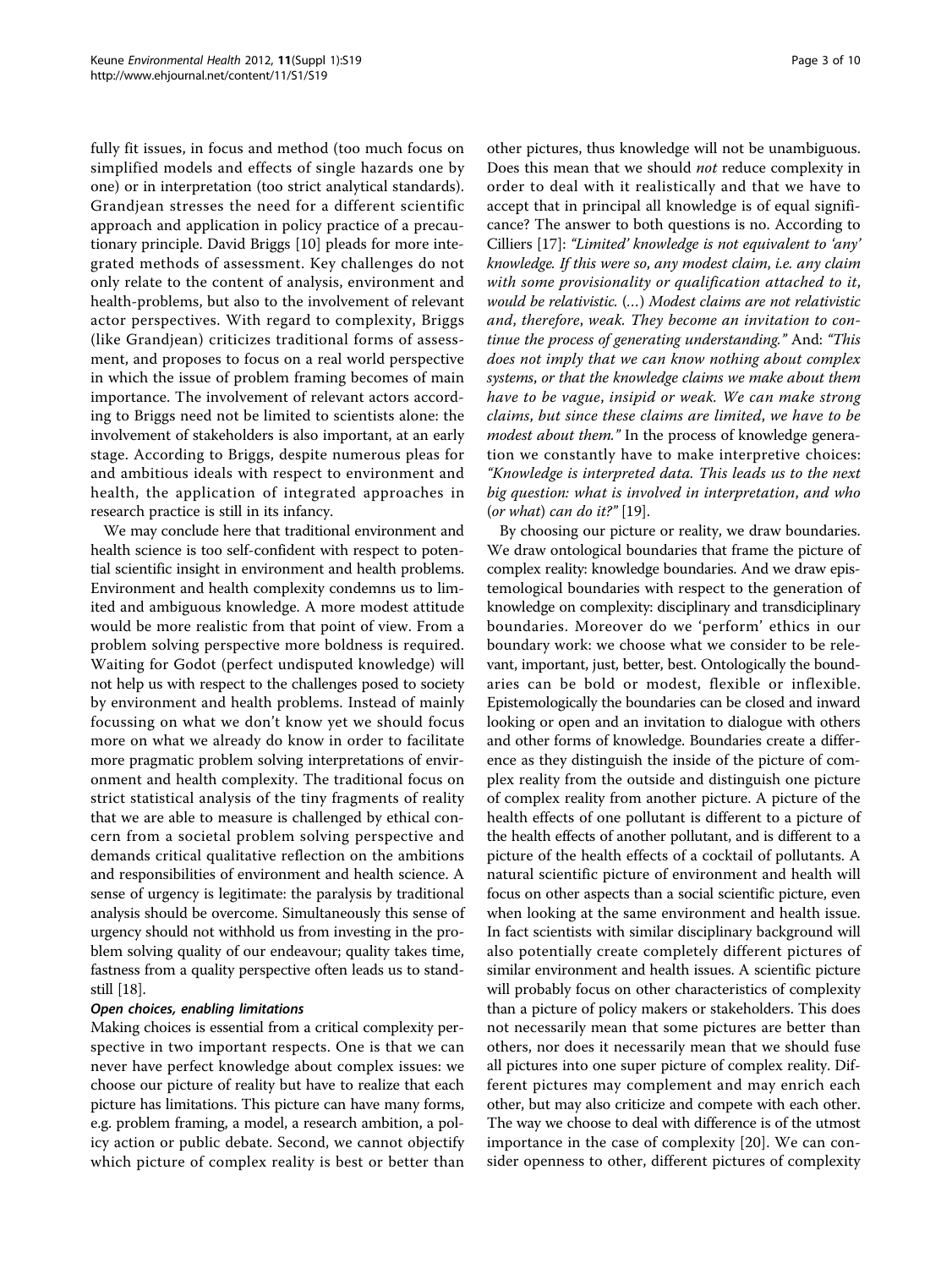fully fit issues, in focus and method (too much focus on simplified models and effects of single hazards one by one) or in interpretation (too strict analytical standards). Grandjean stresses the need for a different scientific approach and application in policy practice of a precautionary principle. David Briggs [10] pleads for more integrated methods of assessment. Key challenges do not only relate to the content of analysis, environment and health-problems, but also to the involvement of relevant actor perspectives. With regard to complexity, Briggs (like Grandjean) criticizes traditional forms of assessment, and proposes to focus on a real world perspective in which the issue of problem framing becomes of main importance. The involvement of relevant actors according to Briggs need not be limited to scientists alone: the involvement of stakeholders is also important, at an early stage. According to Briggs, despite numerous pleas for and ambitious ideals with respect to environment and health, the application of integrated approaches in research practice is still in its infancy.

We may conclude here that traditional environment and health science is too self-confident with respect to potential scientific insight in environment and health problems. Environment and health complexity condemns us to limited and ambiguous knowledge. A more modest attitude would be more realistic from that point of view. From a problem solving perspective more boldness is required. Waiting for Godot (perfect undisputed knowledge) will not help us with respect to the challenges posed to society by environment and health problems. Instead of mainly focussing on what we don't know yet we should focus more on what we already do know in order to facilitate more pragmatic problem solving interpretations of environment and health complexity. The traditional focus on strict statistical analysis of the tiny fragments of reality that we are able to measure is challenged by ethical concern from a societal problem solving perspective and demands critical qualitative reflection on the ambitions and responsibilities of environment and health science. A sense of urgency is legitimate: the paralysis by traditional analysis should be overcome. Simultaneously this sense of urgency should not withhold us from investing in the problem solving quality of our endeavour; quality takes time, fastness from a quality perspective often leads us to standstill [18].

#### *Open choices, enabling limitations*

Making choices is essential from a critical complexity perspective in two important respects. One is that we can never have perfect knowledge about complex issues: we choose our picture of reality but have to realize that each picture has limitations. This picture can have many forms, e.g. problem framing, a model, a research ambition, a policy action or public debate. Second, we cannot objectify which picture of complex reality is best or better than other pictures, thus knowledge will not be unambiguous. Does this mean that we should *not* reduce complexity in order to deal with it realistically and that we have to accept that in principal all knowledge is of equal significance? The answer to both questions is no. According to Cilliers [17]: *"Limited' knowledge is not equivalent to 'any' knowledge. If this were so, any modest claim, i.e. any claim with some provisionality or qualification attached to it, would be relativistic.* (...) *Modest claims are not relativistic and, therefore, weak. They become an invitation to continue the process of generating understanding."* And: *"This does not imply that we can know nothing about complex systems, or that the knowledge claims we make about them have to be vague, insipid or weak. We can make strong claims, but since these claims are limited, we have to be modest about them."* In the process of knowledge generation we constantly have to make interpretive choices: *"Knowledge is interpreted data. This leads us to the next big question: what is involved in interpretation, and who (or what) can do it?"* [19].

By choosing our picture or reality, we draw boundaries. We draw ontological boundaries that frame the picture of complex reality: knowledge boundaries. And we draw epistemological boundaries with respect to the generation of knowledge on complexity: disciplinary and transdisciplinary boundaries. Moreover do we 'perform' ethics in our boundary work: we choose what we consider to be relevant, important, just, better, best. Ontologically the boundaries can be bold or modest, flexible or inflexible. Epistemologically the boundaries can be closed and inward looking or open and an invitation to dialogue with others and other forms of knowledge. Boundaries create a difference as they distinguish the inside of the picture of complex reality from the outside and distinguish one picture of complex reality from another picture. A picture of the health effects of one pollutant is different to a picture of the health effects of another pollutant, and is different to a picture of the health effects of a cocktail of pollutants. A natural scientific picture of environment and health will focus on other aspects than a social scientific picture, even when looking at the same environment and health issue. In fact scientists with similar disciplinary background will also potentially create completely different pictures of similar environment and health issues. A scientific picture will probably focus on other characteristics of complexity than a picture of policy makers or stakeholders. This does not necessarily mean that some pictures are better than others, nor does it necessarily mean that we should fuse all pictures into one super picture of complex reality. Different pictures may complement and may enrich each other, but may also criticize and compete with each other. The way we choose to deal with difference is of the utmost importance in the case of complexity [20]. We can consider openness to other, different pictures of complexity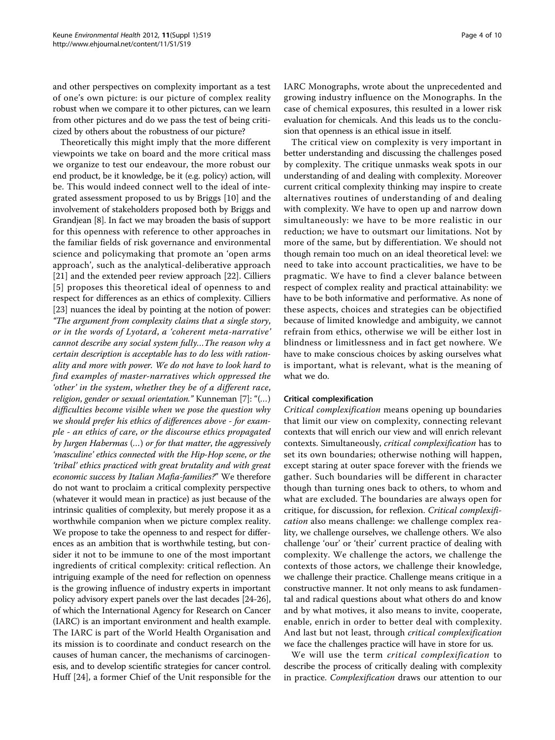and other perspectives on complexity important as a test of one's own picture: is our picture of complex reality robust when we compare it to other pictures, can we learn from other pictures and do we pass the test of being criticized by others about the robustness of our picture?

Theoretically this might imply that the more different viewpoints we take on board and the more critical mass we organize to test our endeavour, the more robust our end product, be it knowledge, be it (e.g. policy) action, will be. This would indeed connect well to the ideal of integrated assessment proposed to us by Briggs [10] and the involvement of stakeholders proposed both by Briggs and Grandjean [8]. In fact we may broaden the basis of support for this openness with reference to other approaches in the familiar fields of risk governance and environmental science and policymaking that promote an 'open arms approach', such as the analytical-deliberative approach [21] and the extended peer review approach [22]. Cilliers [5] proposes this theoretical ideal of openness to and respect for differences as an ethics of complexity. Cilliers [23] nuances the ideal by pointing at the notion of power: *"The argument from complexity claims that a single story, or in the words of Lyotard, a 'coherent meta-narrative' cannot describe any social system fully…The reason why a certain description is acceptable has to do less with rationality and more with power. We do not have to look hard to find examples of master-narratives which oppressed the 'other' in the system, whether they be of a different race, religion, gender or sexual orientation."* Kunneman [7]: "*(…) difficulties become visible when we pose the question why we should prefer his ethics of differences above - for example - an ethics of care, or the discourse ethics propagated by Jurgen Habermas (…) or for that matter, the aggressively 'masculine' ethics connected with the Hip-Hop scene, or the 'tribal' ethics practiced with great brutality and with great economic success by Italian Mafia-families?*" We therefore do not want to proclaim a critical complexity perspective (whatever it would mean in practice) as just because of the intrinsic qualities of complexity, but merely propose it as a worthwhile companion when we picture complex reality. We propose to take the openness to and respect for differences as an ambition that is worthwhile testing, but consider it not to be immune to one of the most important ingredients of critical complexity: critical reflection. An intriguing example of the need for reflection on openness is the growing influence of industry experts in important policy advisory expert panels over the last decades [24-26], of which the International Agency for Research on Cancer (IARC) is an important environment and health example. The IARC is part of the World Health Organisation and its mission is to coordinate and conduct research on the causes of human cancer, the mechanisms of carcinogenesis, and to develop scientific strategies for cancer control. Huff [24], a former Chief of the Unit responsible for the IARC Monographs, wrote about the unprecedented and growing industry influence on the Monographs. In the case of chemical exposures, this resulted in a lower risk evaluation for chemicals. And this leads us to the conclusion that openness is an ethical issue in itself.

The critical view on complexity is very important in better understanding and discussing the challenges posed by complexity. The critique unmasks weak spots in our understanding of and dealing with complexity. Moreover current critical complexity thinking may inspire to create alternatives routines of understanding of and dealing with complexity. We have to open up and narrow down simultaneously: we have to be more realistic in our reduction; we have to outsmart our limitations. Not by more of the same, but by differentiation. We should not though remain too much on an ideal theoretical level: we need to take into account practicalities, we have to be pragmatic. We have to find a clever balance between respect of complex reality and practical attainability: we have to be both informative and performative. As none of these aspects, choices and strategies can be objectified because of limited knowledge and ambiguity, we cannot refrain from ethics, otherwise we will be either lost in blindness or limitlessness and in fact get nowhere. We have to make conscious choices by asking ourselves what is important, what is relevant, what is the meaning of what we do.

### Critical complexification

*Critical complexification* means opening up boundaries that limit our view on complexity, connecting relevant contexts that will enrich our view and will enrich relevant contexts. Simultaneously, *critical complexification* has to set its own boundaries; otherwise nothing will happen, except staring at outer space forever with the friends we gather. Such boundaries will be different in character though than turning ones back to others, to whom and what are excluded. The boundaries are always open for critique, for discussion, for reflexion. *Critical complexification* also means challenge: we challenge complex reality, we challenge ourselves, we challenge others. We also challenge 'our' or 'their' current practice of dealing with complexity. We challenge the actors, we challenge the contexts of those actors, we challenge their knowledge, we challenge their practice. Challenge means critique in a constructive manner. It not only means to ask fundamental and radical questions about what others do and know and by what motives, it also means to invite, cooperate, enable, enrich in order to better deal with complexity. And last but not least, through *critical complexification* we face the challenges practice will have in store for us.

We will use the term *critical complexification* to describe the process of critically dealing with complexity in practice. *Complexification* draws our attention to our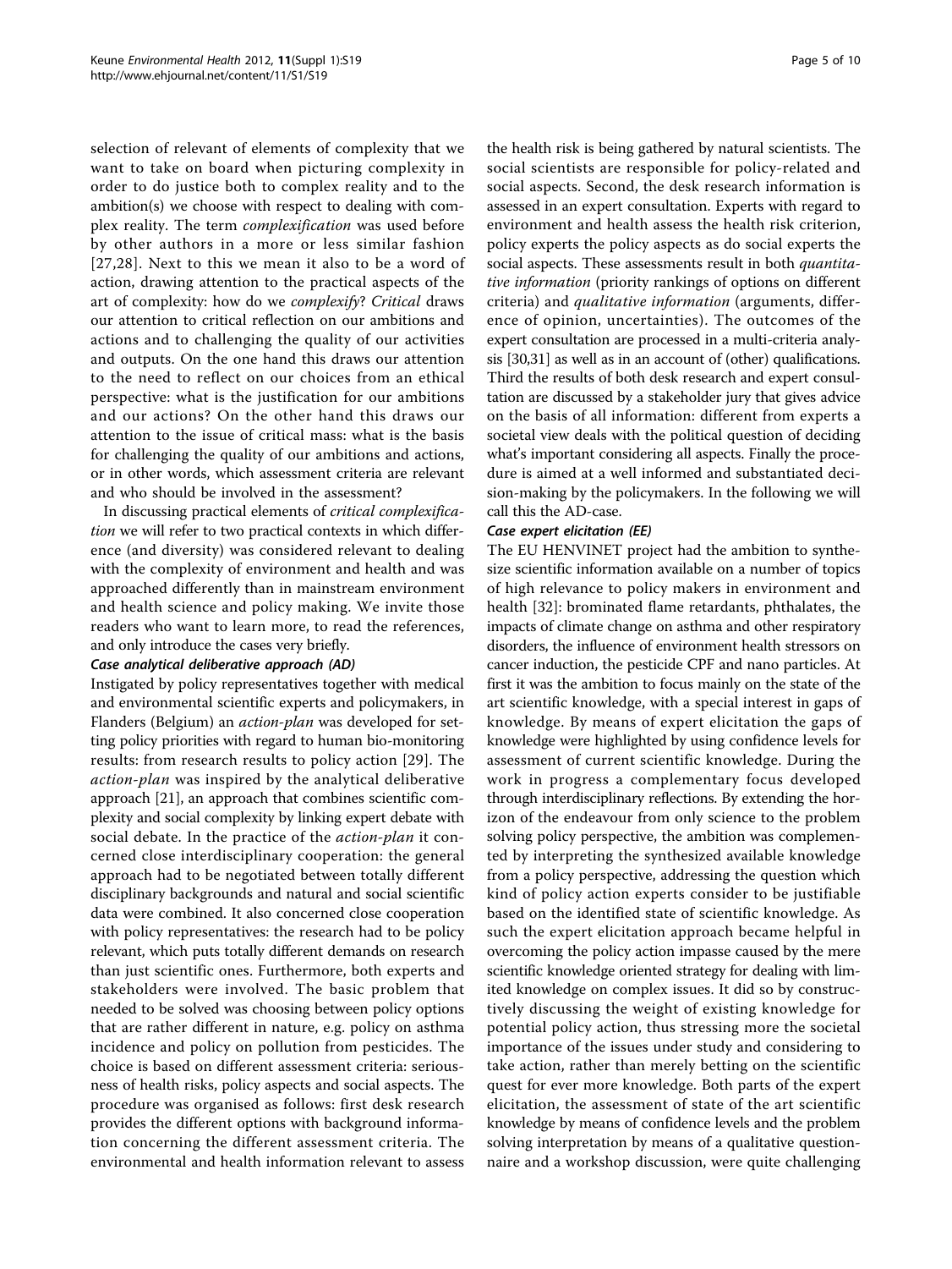selection of relevant of elements of complexity that we want to take on board when picturing complexity in order to do justice both to complex reality and to the ambition(s) we choose with respect to dealing with complex reality. The term *complexification* was used before by other authors in a more or less similar fashion [27,28]. Next to this we mean it also to be a word of action, drawing attention to the practical aspects of the art of complexity: how do we *complexify*? *Critical* draws our attention to critical reflection on our ambitions and actions and to challenging the quality of our activities and outputs. On the one hand this draws our attention to the need to reflect on our choices from an ethical perspective: what is the justification for our ambitions and our actions? On the other hand this draws our attention to the issue of critical mass: what is the basis for challenging the quality of our ambitions and actions, or in other words, which assessment criteria are relevant and who should be involved in the assessment?

In discussing practical elements of *critical complexification* we will refer to two practical contexts in which difference (and diversity) was considered relevant to dealing with the complexity of environment and health and was approached differently than in mainstream environment and health science and policy making. We invite those readers who want to learn more, to read the references, and only introduce the cases very briefly.

#### *Case analytical deliberative approach (AD)*

Instigated by policy representatives together with medical and environmental scientific experts and policymakers, in Flanders (Belgium) an *action-plan* was developed for setting policy priorities with regard to human bio-monitoring results: from research results to policy action [29]. The *action-plan* was inspired by the analytical deliberative approach [21], an approach that combines scientific complexity and social complexity by linking expert debate with social debate. In the practice of the *action-plan* it concerned close interdisciplinary cooperation: the general approach had to be negotiated between totally different disciplinary backgrounds and natural and social scientific data were combined. It also concerned close cooperation with policy representatives: the research had to be policy relevant, which puts totally different demands on research than just scientific ones. Furthermore, both experts and stakeholders were involved. The basic problem that needed to be solved was choosing between policy options that are rather different in nature, e.g. policy on asthma incidence and policy on pollution from pesticides. The choice is based on different assessment criteria: seriousness of health risks, policy aspects and social aspects. The procedure was organised as follows: first desk research provides the different options with background information concerning the different assessment criteria. The environmental and health information relevant to assess the health risk is being gathered by natural scientists. The social scientists are responsible for policy-related and social aspects. Second, the desk research information is assessed in an expert consultation. Experts with regard to environment and health assess the health risk criterion, policy experts the policy aspects as do social experts the social aspects. These assessments result in both *quantitative information* (priority rankings of options on different criteria) and *qualitative information* (arguments, difference of opinion, uncertainties). The outcomes of the expert consultation are processed in a multi-criteria analysis [30,31] as well as in an account of (other) qualifications. Third the results of both desk research and expert consultation are discussed by a stakeholder jury that gives advice on the basis of all information: different from experts a societal view deals with the political question of deciding what's important considering all aspects. Finally the procedure is aimed at a well informed and substantiated decision-making by the policymakers. In the following we will call this the AD-case.

#### *Case expert elicitation (EE)*

The EU HENVINET project had the ambition to synthesize scientific information available on a number of topics of high relevance to policy makers in environment and health [32]: brominated flame retardants, phthalates, the impacts of climate change on asthma and other respiratory disorders, the influence of environment health stressors on cancer induction, the pesticide CPF and nano particles. At first it was the ambition to focus mainly on the state of the art scientific knowledge, with a special interest in gaps of knowledge. By means of expert elicitation the gaps of knowledge were highlighted by using confidence levels for assessment of current scientific knowledge. During the work in progress a complementary focus developed through interdisciplinary reflections. By extending the horizon of the endeavour from only science to the problem solving policy perspective, the ambition was complemented by interpreting the synthesized available knowledge from a policy perspective, addressing the question which kind of policy action experts consider to be justifiable based on the identified state of scientific knowledge. As such the expert elicitation approach became helpful in overcoming the policy action impasse caused by the mere scientific knowledge oriented strategy for dealing with limited knowledge on complex issues. It did so by constructively discussing the weight of existing knowledge for potential policy action, thus stressing more the societal importance of the issues under study and considering to take action, rather than merely betting on the scientific quest for ever more knowledge. Both parts of the expert elicitation, the assessment of state of the art scientific knowledge by means of confidence levels and the problem solving interpretation by means of a qualitative questionnaire and a workshop discussion, were quite challenging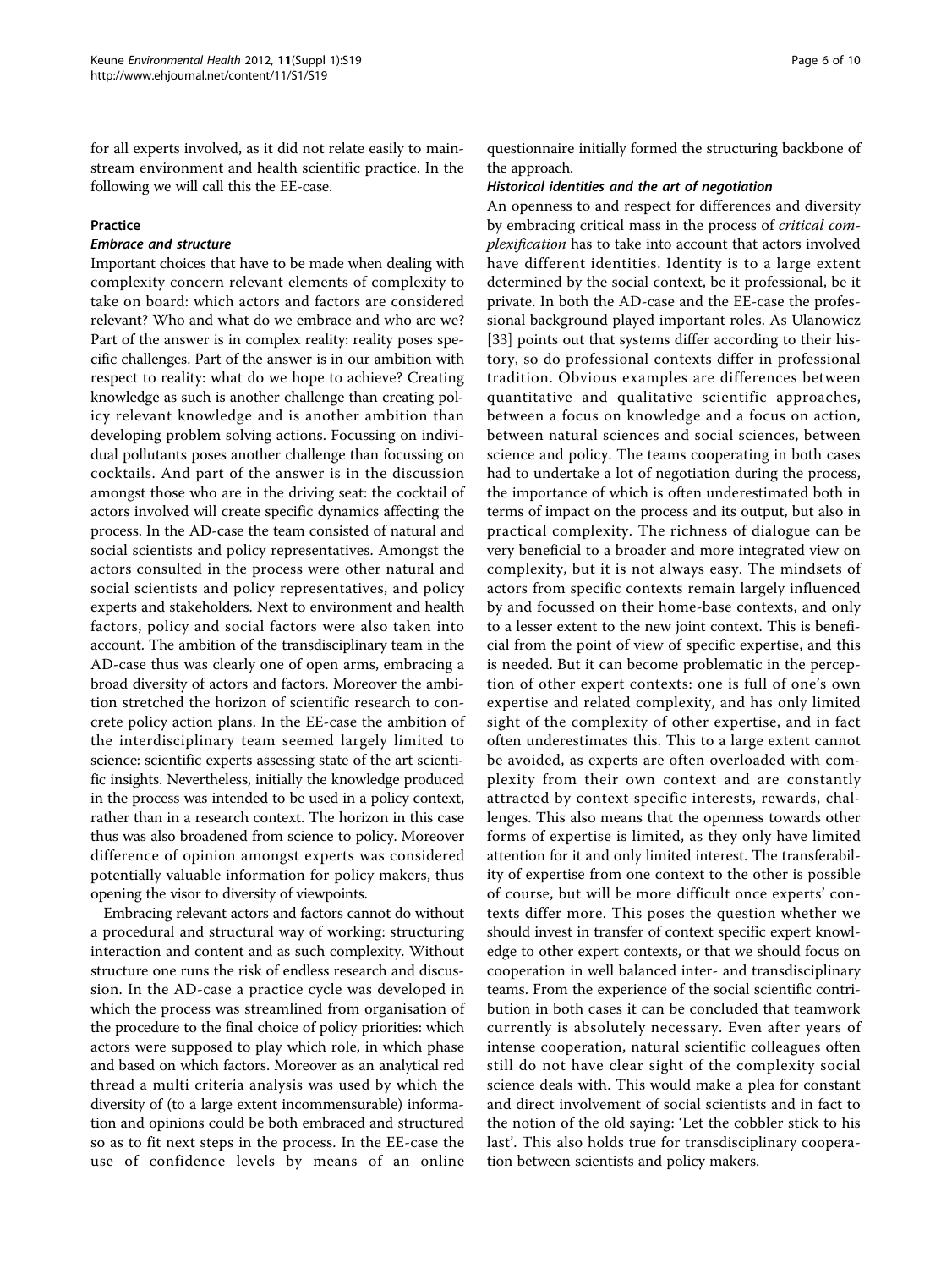for all experts involved, as it did not relate easily to mainstream environment and health scientific practice. In the following we will call this the EE-case.

## Practice

### Embrace and structure

Important choices that have to be made when dealing with complexity concern relevant elements of complexity to take on board: which actors and factors are considered relevant? Who and what do we embrace and who are we? Part of the answer is in complex reality: reality poses specific challenges. Part of the answer is in our ambition with respect to reality: what do we hope to achieve? Creating knowledge as such is another challenge than creating policy relevant knowledge and is another ambition than developing problem solving actions. Focussing on individual pollutants poses another challenge than focussing on cocktails. And part of the answer is in the discussion amongst those who are in the driving seat: the cocktail of actors involved will create specific dynamics affecting the process. In the AD-case the team consisted of natural and social scientists and policy representatives. Amongst the actors consulted in the process were other natural and social scientists and policy representatives, and policy experts and stakeholders. Next to environment and health factors, policy and social factors were also taken into account. The ambition of the transdisciplinary team in the AD-case thus was clearly one of open arms, embracing a broad diversity of actors and factors. Moreover the ambition stretched the horizon of scientific research to concrete policy action plans. In the EE-case the ambition of the interdisciplinary team seemed largely limited to science: scientific experts assessing state of the art scientific insights. Nevertheless, initially the knowledge produced in the process was intended to be used in a policy context, rather than in a research context. The horizon in this case thus was also broadened from science to policy. Moreover difference of opinion amongst experts was considered potentially valuable information for policy makers, thus opening the visor to diversity of viewpoints.

Embracing relevant actors and factors cannot do without a procedural and structural way of working: structuring interaction and content and as such complexity. Without structure one runs the risk of endless research and discussion. In the AD-case a practice cycle was developed in which the process was streamlined from organisation of the procedure to the final choice of policy priorities: which actors were supposed to play which role, in which phase and based on which factors. Moreover as an analytical red thread a multi criteria analysis was used by which the diversity of (to a large extent incommensurable) information and opinions could be both embraced and structured so as to fit next steps in the process. In the EE-case the use of confidence levels by means of an online questionnaire initially formed the structuring backbone of the approach.

### Historical identities and the art of negotiation

An openness to and respect for differences and diversity by embracing critical mass in the process of *critical complexification* has to take into account that actors involved have different identities. Identity is to a large extent determined by the social context, be it professional, be it private. In both the AD-case and the EE-case the professional background played important roles. As Ulanowicz [33] points out that systems differ according to their history, so do professional contexts differ in professional tradition. Obvious examples are differences between quantitative and qualitative scientific approaches, between a focus on knowledge and a focus on action, between natural sciences and social sciences, between science and policy. The teams cooperating in both cases had to undertake a lot of negotiation during the process, the importance of which is often underestimated both in terms of impact on the process and its output, but also in practical complexity. The richness of dialogue can be very beneficial to a broader and more integrated view on complexity, but it is not always easy. The mindsets of actors from specific contexts remain largely influenced by and focussed on their home-base contexts, and only to a lesser extent to the new joint context. This is beneficial from the point of view of specific expertise, and this is needed. But it can become problematic in the perception of other expert contexts: one is full of one's own expertise and related complexity, and has only limited sight of the complexity of other expertise, and in fact often underestimates this. This to a large extent cannot be avoided, as experts are often overloaded with complexity from their own context and are constantly attracted by context specific interests, rewards, challenges. This also means that the openness towards other forms of expertise is limited, as they only have limited attention for it and only limited interest. The transferability of expertise from one context to the other is possible of course, but will be more difficult once experts' contexts differ more. This poses the question whether we should invest in transfer of context specific expert knowledge to other expert contexts, or that we should focus on cooperation in well balanced inter- and transdisciplinary teams. From the experience of the social scientific contribution in both cases it can be concluded that teamwork currently is absolutely necessary. Even after years of intense cooperation, natural scientific colleagues often still do not have clear sight of the complexity social science deals with. This would make a plea for constant and direct involvement of social scientists and in fact to the notion of the old saying: 'Let the cobbler stick to his last'. This also holds true for transdisciplinary cooperation between scientists and policy makers.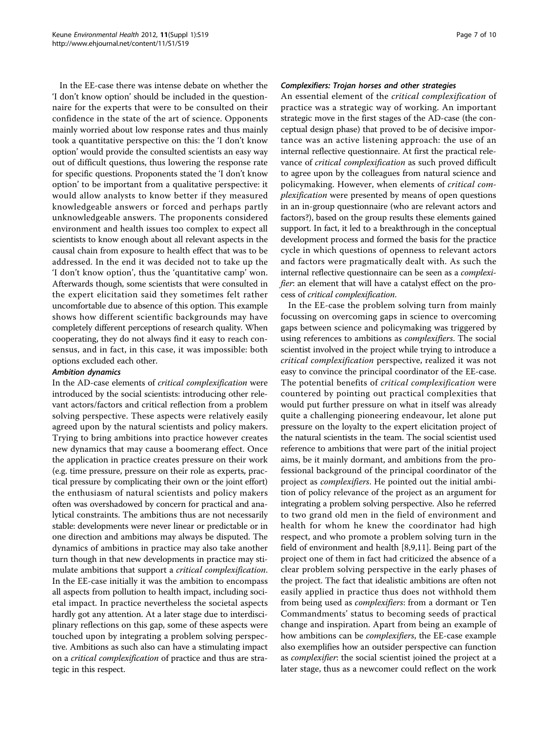In the EE-case there was intense debate on whether the 'I don't know option' should be included in the questionnaire for the experts that were to be consulted on their confidence in the state of the art of science. Opponents mainly worried about low response rates and thus mainly took a quantitative perspective on this: the 'I don't know option' would provide the consulted scientists an easy way out of difficult questions, thus lowering the response rate for specific questions. Proponents stated the 'I don't know option' to be important from a qualitative perspective: it would allow analysts to know better if they measured knowledgeable answers or forced and perhaps partly unknowledgeable answers. The proponents considered environment and health issues too complex to expect all scientists to know enough about all relevant aspects in the causal chain from exposure to health effect that was to be addressed. In the end it was decided not to take up the 'I don't know option', thus the 'quantitative camp' won. Afterwards though, some scientists that were consulted in the expert elicitation said they sometimes felt rather uncomfortable due to absence of this option. This example shows how different scientific backgrounds may have completely different perceptions of research quality. When cooperating, they do not always find it easy to reach consensus, and in fact, in this case, it was impossible: both options excluded each other.

#### *Ambition dynamics*

In the AD-case elements of *critical complexification* were introduced by the social scientists: introducing other relevant actors/factors and critical reflection from a problem solving perspective. These aspects were relatively easily agreed upon by the natural scientists and policy makers. Trying to bring ambitions into practice however creates new dynamics that may cause a boomerang effect. Once the application in practice creates pressure on their work (e.g. time pressure, pressure on their role as experts, practical pressure by complicating their own or the joint effort) the enthusiasm of natural scientists and policy makers often was overshadowed by concern for practical and analytical constraints. The ambitions thus are not necessarily stable: developments were never linear or predictable or in one direction and ambitions may always be disputed. The dynamics of ambitions in practice may also take another turn though in that new developments in practice may stimulate ambitions that support a *critical complexification*. In the EE-case initially it was the ambition to encompass all aspects from pollution to health impact, including societal impact. In practice nevertheless the societal aspects hardly got any attention. At a later stage due to interdisciplinary reflections on this gap, some of these aspects were touched upon by integrating a problem solving perspective. Ambitions as such also can have a stimulating impact on a *critical complexification* of practice and thus are strategic in this respect.

#### *Complexifiers: Trojan horses and other strategies*

An essential element of the *critical complexification* of practice was a strategic way of working. An important strategic move in the first stages of the AD-case (the conceptual design phase) that proved to be of decisive importance was an active listening approach: the use of an internal reflective questionnaire. At first the practical relevance of *critical complexification* as such proved difficult to agree upon by the colleagues from natural science and policymaking. However, when elements of *critical complexification* were presented by means of open questions in an in-group questionnaire (who are relevant actors and factors?), based on the group results these elements gained support. In fact, it led to a breakthrough in the conceptual development process and formed the basis for the practice cycle in which questions of openness to relevant actors and factors were pragmatically dealt with. As such the internal reflective questionnaire can be seen as a *complexifier*: an element that will have a catalyst effect on the process of *critical complexification*.

In the EE-case the problem solving turn from mainly focussing on overcoming gaps in science to overcoming gaps between science and policymaking was triggered by using references to ambitions as *complexifiers*. The social scientist involved in the project while trying to introduce a *critical complexification* perspective, realized it was not easy to convince the principal coordinator of the EE-case. The potential benefits of *critical complexification* were countered by pointing out practical complexities that would put further pressure on what in itself was already quite a challenging pioneering endeavour, let alone put pressure on the loyalty to the expert elicitation project of the natural scientists in the team. The social scientist used reference to ambitions that were part of the initial project aims, be it mainly dormant, and ambitions from the professional background of the principal coordinator of the project as *complexifiers*. He pointed out the initial ambition of policy relevance of the project as an argument for integrating a problem solving perspective. Also he referred to two grand old men in the field of environment and health for whom he knew the coordinator had high respect, and who promote a problem solving turn in the field of environment and health [8,9,11]. Being part of the project one of them in fact had criticized the absence of a clear problem solving perspective in the early phases of the project. The fact that idealistic ambitions are often not easily applied in practice thus does not withhold them from being used as *complexifiers*: from a dormant or Ten Commandments' status to becoming seeds of practical change and inspiration. Apart from being an example of how ambitions can be *complexifiers*, the EE-case example also exemplifies how an outsider perspective can function as *complexifier*: the social scientist joined the project at a later stage, thus as a newcomer could reflect on the work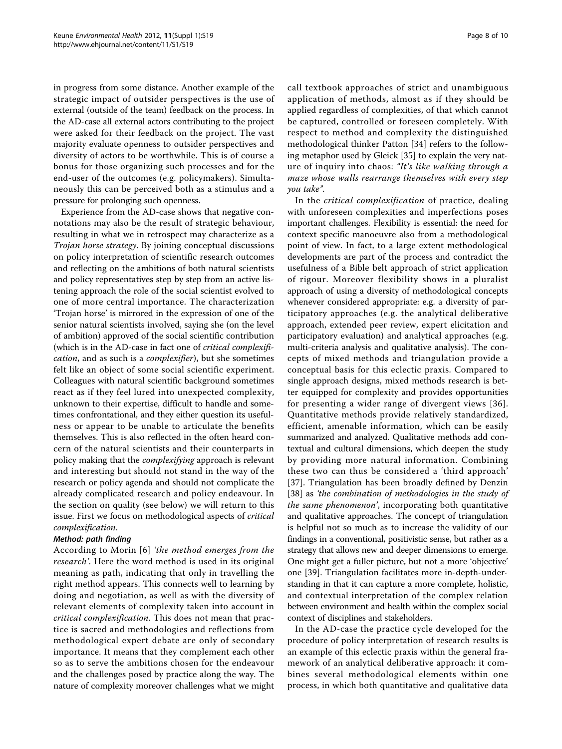in progress from some distance. Another example of the strategic impact of outsider perspectives is the use of external (outside of the team) feedback on the process. In the AD-case all external actors contributing to the project were asked for their feedback on the project. The vast majority evaluate openness to outsider perspectives and diversity of actors to be worthwhile. This is of course a bonus for those organizing such processes and for the end-user of the outcomes (e.g. policymakers). Simultaneously this can be perceived both as a stimulus and a pressure for prolonging such openness.

Experience from the AD-case shows that negative connotations may also be the result of strategic behaviour, resulting in what we in retrospect may characterize as a *Trojan horse strategy*. By joining conceptual discussions on policy interpretation of scientific research outcomes and reflecting on the ambitions of both natural scientists and policy representatives step by step from an active listening approach the role of the social scientist evolved to one of more central importance. The characterization 'Trojan horse' is mirrored in the expression of one of the senior natural scientists involved, saying she (on the level of ambition) approved of the social scientific contribution (which is in the AD-case in fact one of *critical complexification*, and as such is a *complexifier*), but she sometimes felt like an object of some social scientific experiment. Colleagues with natural scientific background sometimes react as if they feel lured into unexpected complexity, unknown to their expertise, difficult to handle and sometimes confrontational, and they either question its usefulness or appear to be unable to articulate the benefits themselves. This is also reflected in the often heard concern of the natural scientists and their counterparts in policy making that the *complexifying* approach is relevant and interesting but should not stand in the way of the research or policy agenda and should not complicate the already complicated research and policy endeavour. In the section on quality (see below) we will return to this issue. First we focus on methodological aspects of *critical complexification*.

#### Method: path finding

According to Morin [6] *'the method emerges from the research'*. Here the word method is used in its original meaning as path, indicating that only in travelling the right method appears. This connects well to learning by doing and negotiation, as well as with the diversity of relevant elements of complexity taken into account in *critical complexification*. This does not mean that practice is sacred and methodologies and reflections from methodological expert debate are only of secondary importance. It means that they complement each other so as to serve the ambitions chosen for the endeavour and the challenges posed by practice along the way. The nature of complexity moreover challenges what we might call textbook approaches of strict and unambiguous application of methods, almost as if they should be applied regardless of complexities, of that which cannot be captured, controlled or foreseen completely. With respect to method and complexity the distinguished methodological thinker Patton [34] refers to the following metaphor used by Gleick [35] to explain the very nature of inquiry into chaos: *"It's like walking through a maze whose walls rearrange themselves with every step you take"*.

In the *critical complexification* of practice, dealing with unforeseen complexities and imperfections poses important challenges. Flexibility is essential: the need for context specific manoeuvre also from a methodological point of view. In fact, to a large extent methodological developments are part of the process and contradict the usefulness of a Bible belt approach of strict application of rigour. Moreover flexibility shows in a pluralist approach of using a diversity of methodological concepts whenever considered appropriate: e.g. a diversity of participatory approaches (e.g. the analytical deliberative approach, extended peer review, expert elicitation and participatory evaluation) and analytical approaches (e.g. multi-criteria analysis and qualitative analysis). The concepts of mixed methods and triangulation provide a conceptual basis for this eclectic praxis. Compared to single approach designs, mixed methods research is better equipped for complexity and provides opportunities for presenting a wider range of divergent views [36]. Quantitative methods provide relatively standardized, efficient, amenable information, which can be easily summarized and analyzed. Qualitative methods add contextual and cultural dimensions, which deepen the study by providing more natural information. Combining these two can thus be considered a 'third approach' [37]. Triangulation has been broadly defined by Denzin [38] as *'the combination of methodologies in the study of the same phenomenon'*, incorporating both quantitative and qualitative approaches. The concept of triangulation is helpful not so much as to increase the validity of our findings in a conventional, positivistic sense, but rather as a strategy that allows new and deeper dimensions to emerge. One might get a fuller picture, but not a more 'objective' one [39]. Triangulation facilitates more in-depth-understanding in that it can capture a more complete, holistic, and contextual interpretation of the complex relation between environment and health within the complex social context of disciplines and stakeholders.

In the AD-case the practice cycle developed for the procedure of policy interpretation of research results is an example of this eclectic praxis within the general framework of an analytical deliberative approach: it combines several methodological elements within one process, in which both quantitative and qualitative data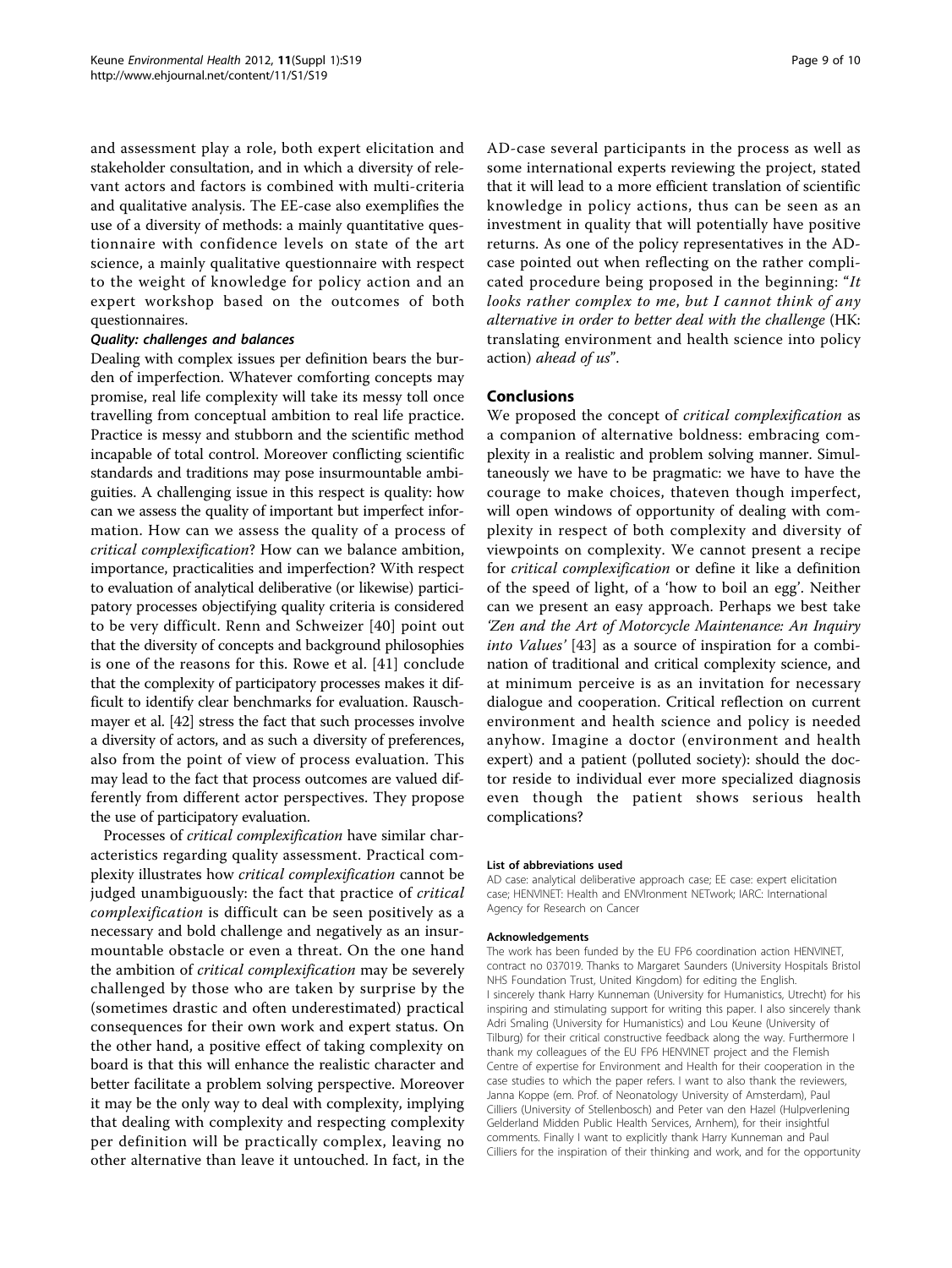and assessment play a role, both expert elicitation and stakeholder consultation, and in which a diversity of relevant actors and factors is combined with multi-criteria and qualitative analysis. The EE-case also exemplifies the use of a diversity of methods: a mainly quantitative questionnaire with confidence levels on state of the art science, a mainly qualitative questionnaire with respect to the weight of knowledge for policy action and an expert workshop based on the outcomes of both questionnaires.

#### *Quality: challenges and balances*

Dealing with complex issues per definition bears the burden of imperfection. Whatever comforting concepts may promise, real life complexity will take its messy toll once travelling from conceptual ambition to real life practice. Practice is messy and stubborn and the scientific method incapable of total control. Moreover conflicting scientific standards and traditions may pose insurmountable ambiguities. A challenging issue in this respect is quality: how can we assess the quality of important but imperfect information. How can we assess the quality of a process of *critical complexification*? How can we balance ambition, importance, practicalities and imperfection? With respect to evaluation of analytical deliberative (or likewise) participatory processes objectifying quality criteria is considered to be very difficult. Renn and Schweizer [40] point out that the diversity of concepts and background philosophies is one of the reasons for this. Rowe et al. [41] conclude that the complexity of participatory processes makes it difficult to identify clear benchmarks for evaluation. Rauschmayer et al. [42] stress the fact that such processes involve a diversity of actors, and as such a diversity of preferences, also from the point of view of process evaluation. This may lead to the fact that process outcomes are valued differently from different actor perspectives. They propose the use of participatory evaluation.

Processes of *critical complexification* have similar characteristics regarding quality assessment. Practical complexity illustrates how *critical complexification* cannot be judged unambiguously: the fact that practice of *critical complexification* is difficult can be seen positively as a necessary and bold challenge and negatively as an insurmountable obstacle or even a threat. On the one hand the ambition of *critical complexification* may be severely challenged by those who are taken by surprise by the (sometimes drastic and often underestimated) practical consequences for their own work and expert status. On the other hand, a positive effect of taking complexity on board is that this will enhance the realistic character and better facilitate a problem solving perspective. Moreover it may be the only way to deal with complexity, implying that dealing with complexity and respecting complexity per definition will be practically complex, leaving no other alternative than leave it untouched. In fact, in the AD-case several participants in the process as well as some international experts reviewing the project, stated that it will lead to a more efficient translation of scientific knowledge in policy actions, thus can be seen as an investment in quality that will potentially have positive returns. As one of the policy representatives in the AD-case pointed out when reflecting on the rather complicated procedure being proposed in the beginning: "*It looks rather complex to me, but I cannot think of any alternative in order to better deal with the challenge* (HK: translating environment and health science into policy action) *ahead of us*".

## Conclusions

We proposed the concept of *critical complexification* as a companion of alternative boldness: embracing complexity in a realistic and problem solving manner. Simultaneously we have to be pragmatic: we have to have the courage to make choices, thateven though imperfect, will open windows of opportunity of dealing with complexity in respect of both complexity and diversity of viewpoints on complexity. We cannot present a recipe for *critical complexification* or define it like a definition of the speed of light, of a 'how to boil an egg'. Neither can we present an easy approach. Perhaps we best take *'Zen and the Art of Motorcycle Maintenance: An Inquiry into Values'* [43] as a source of inspiration for a combination of traditional and critical complexity science, and at minimum perceive is as an invitation for necessary dialogue and cooperation. Critical reflection on current environment and health science and policy is needed anyhow. Imagine a doctor (environment and health expert) and a patient (polluted society): should the doctor reside to individual ever more specialized diagnosis even though the patient shows serious health complications?

#### List of abbreviations used

AD case: analytical deliberative approach case; EE case: expert elicitation case; HENVINET: Health and ENVIronment NETwork; IARC: International Agency for Research on Cancer

#### Acknowledgements

The work has been funded by the EU FP6 coordination action HENVINET, contract no 037019. Thanks to Margaret Saunders (University Hospitals Bristol NHS Foundation Trust, United Kingdom) for editing the English.
I sincerely thank Harry Kunneman (University for Humanistics, Utrecht) for his inspiring and stimulating support for writing this paper. I also sincerely thank Adri Smaling (University for Humanistics) and Lou Keune (University of Tilburg) for their critical constructive feedback along the way. Furthermore I thank my colleagues of the EU FP6 HENVINET project and the Flemish Centre of expertise for Environment and Health for their cooperation in the case studies to which the paper refers. I want to also thank the reviewers, Janna Koppe (em. Prof. of Neonatology University of Amsterdam), Paul Cilliers (University of Stellenbosch) and Peter van den Hazel (Hulpverlening Gelderland Midden Public Health Services, Arnhem), for their insightful comments. Finally I want to explicitly thank Harry Kunneman and Paul Cilliers for the inspiration of their thinking and work, and for the opportunity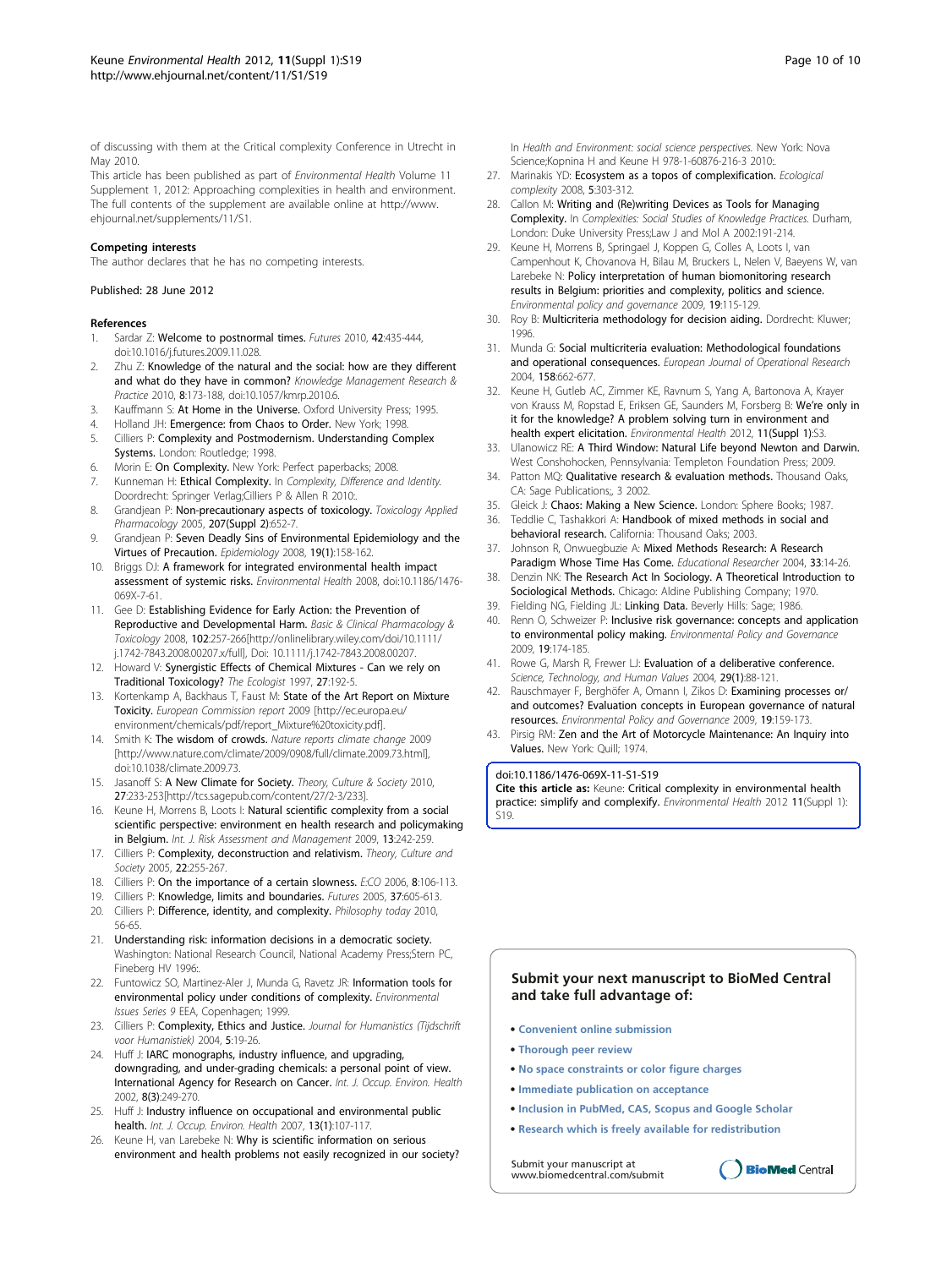of discussing with them at the Critical complexity Conference in Utrecht in May 2010.

This article has been published as part of *Environmental Health* Volume 11 Supplement 1, 2012: Approaching complexities in health and environment. The full contents of the supplement are available online at http://www.ehjournal.net/supplements/11/S1.

#### Competing interests

The author declares that he has no competing interests.

Published: 28 June 2012

#### References

1. Sardar Z: **Welcome to postnormal times.** *Futures* 2010, **42**:435-444, doi:10.1016/j.futures.2009.11.028.
2. Zhu Z: **Knowledge of the natural and the social: how are they different and what do they have in common?** *Knowledge Management Research & Practice* 2010, **8**:173-188, doi:10.1057/kmrp.2010.6.
3. Kauffmann S: **At Home in the Universe.** Oxford University Press; 1995.
4. Holland JH: **Emergence: from Chaos to Order.** New York; 1998.
5. Cilliers P: **Complexity and Postmodernism. Understanding Complex Systems.** London: Routledge; 1998.
6. Morin E: **On Complexity.** New York: Perfect paperbacks; 2008.
7. Kunneman H: **Ethical Complexity.** In *Complexity, Difference and Identity.* Doordrecht: Springer Verlag;Cilliers P & Allen R 2010:.
8. Grandjean P: **Non-precautionary aspects of toxicology.** *Toxicology Applied Pharmacology* 2005, **207(Suppl 2)**:652-7.
9. Grandjean P: **Seven Deadly Sins of Environmental Epidemiology and the Virtues of Precaution.** *Epidemiology* 2008, **19(1)**:158-162.
10. Briggs DJ: **A framework for integrated environmental health impact assessment of systemic risks.** *Environmental Health* 2008, doi:10.1186/1476-069X-7-61.
11. Gee D: **Establishing Evidence for Early Action: the Prevention of Reproductive and Developmental Harm.** *Basic & Clinical Pharmacology & Toxicology* 2008, **102**:257-266[http://onlinelibrary.wiley.com/doi/10.1111/j.1742-7843.2008.00207.x/full], Doi: 10.1111/j.1742-7843.2008.00207.
12. Howard V: **Synergistic Effects of Chemical Mixtures - Can we rely on Traditional Toxicology?** *The Ecologist* 1997, **27**:192-5.
13. Kortenkamp A, Backhaus T, Faust M: **State of the Art Report on Mixture Toxicity.** *European Commission report* 2009 [http://ec.europa.eu/environment/chemicals/pdf/report_Mixture%20toxicity.pdf].
14. Smith K: **The wisdom of crowds.** *Nature reports climate change* 2009 [http://www.nature.com/climate/2009/0908/full/climate.2009.73.html], doi:10.1038/climate.2009.73.
15. Jasanoff S: **A New Climate for Society.** *Theory, Culture & Society* 2010, **27**:233-253[http://tcs.sagepub.com/content/27/2-3/233].
16. Keune H, Morrens B, Loots I: **Natural scientific complexity from a social scientific perspective: environment en health research and policymaking in Belgium.** *Int. J. Risk Assessment and Management* 2009, **13**:242-259.
17. Cilliers P: **Complexity, deconstruction and relativism.** *Theory, Culture and Society* 2005, **22**:255-267.
18. Cilliers P: **On the importance of a certain slowness.** *E:CO* 2006, **8**:106-113.
19. Cilliers P: **Knowledge, limits and boundaries.** *Futures* 2005, **37**:605-613.
20. Cilliers P: **Difference, identity, and complexity.** *Philosophy today* 2010, 56-65.
21. **Understanding risk: information decisions in a democratic society.** Washington: National Research Council, National Academy Press;Stern PC, Fineberg HV 1996:.
22. Funtowicz SO, Martinez-Aler J, Munda G, Ravetz JR: **Information tools for environmental policy under conditions of complexity.** *Environmental Issues Series 9* EEA, Copenhagen; 1999.
23. Cilliers P: **Complexity, Ethics and Justice.** *Journal for Humanities (Tijdschrift voor Humanistiek)* 2004, **5**:19-26.
24. Huff J: **IARC monographs, industry influence, and upgrading, downgrading, and under-grading chemicals: a personal point of view. International Agency for Research on Cancer.** *Int. J. Occup. Environ. Health* 2002, **8(3)**:249-270.
25. Huff J: **Industry influence on occupational and environmental public health.** *Int. J. Occup. Environ. Health* 2007, **13(1)**:107-117.
26. Keune H, van Larebeke N: **Why is scientific information on serious environment and health problems not easily recognized in our society?** In *Health and Environment: social science perspectives.* New York: Nova Science;Kopnina H and Keune H 978-1-60876-216-3 2010:.
27. Marinakis YD: **Ecosystem as a topos of complexification.** *Ecological complexity* 2008, **5**:303-312.
28. Callon M: **Writing and (Re)writing Devices as Tools for Managing Complexity.** In *Complexities: Social Studies of Knowledge Practices.* Durham, London: Duke University Press;Law J and Mol A 2002:191-214.
29. Keune H, Morrens B, Springael J, Koppen G, Colles A, Loots I, van Campenhout K, Chovanova H, Bilau M, Bruckers L, Nelen V, Baeyens W, van Larebeke N: **Policy interpretation of human biomonitoring research results in Belgium: priorities and complexity, politics and science.** *Environmental policy and governance* 2009, **19**:115-129.
30. Roy B: **Multicriteria methodology for decision aiding.** Dordrecht: Kluwer; 1996.
31. Munda G: **Social multicriteria evaluation: Methodological foundations and operational consequences.** *European Journal of Operational Research* 2004, **158**:662-677.
32. Keune H, Gutleb AC, Zimmer KE, Ravnum S, Yang A, Bartonova A, Krayer von Krauss M, Ropstad E, Eriksen GE, Saunders M, Forsberg B: **We're only in it for the knowledge? A problem solving turn in environment and health expert elicitation.** *Environmental Health* 2012, **11(Suppl 1)**:S3.
33. Ulanowicz RE: **A Third Window: Natural Life beyond Newton and Darwin.** West Conshohocken, Pennsylvania: Templeton Foundation Press; 2009.
34. Patton MQ: **Qualitative research & evaluation methods.** Thousand Oaks, CA: Sage Publications;, 3 2002.
35. Gleick J: **Chaos: Making a New Science.** London: Sphere Books; 1987.
36. Teddlie C, Tashakkori A: **Handbook of mixed methods in social and behavioral research.** California: Thousand Oaks; 2003.
37. Johnson R, Onwuegbuzie A: **Mixed Methods Research: A Research Paradigm Whose Time Has Come.** *Educational Researcher* 2004, **33**:14-26.
38. Denzin NK: **The Research Act In Sociology. A Theoretical Introduction to Sociological Methods.** Chicago: Aldine Publishing Company; 1970.
39. Fielding NG, Fielding JL: **Linking Data.** Beverly Hills: Sage; 1986.
40. Renn O, Schweizer P: **Inclusive risk governance: concepts and application to environmental policy making.** *Environmental Policy and Governance* 2009, **19**:174-185.
41. Rowe G, Marsh R, Frewer LJ: **Evaluation of a deliberative conference.** *Science, Technology, and Human Values* 2004, **29(1)**:88-121.
42. Rauschmayer F, Berghöfer A, Omann I, Zikos D: **Examining processes or/and outcomes? Evaluation concepts in European governance of natural resources.** *Environmental Policy and Governance* 2009, **19**:159-173.
43. Pirsig RM: **Zen and the Art of Motorcycle Maintenance: An Inquiry into Values.** New York: Quill; 1974.

doi:10.1186/1476-069X-11-S1-S19
**Cite this article as:** Keune: Critical complexity in environmental health practice: simplify and complexify. *Environmental Health* 2012 **11**(Suppl 1): S19.

**Submit your next manuscript to BioMed Central and take full advantage of:**

- **Convenient online submission**
- **Thorough peer review**
- **No space constraints or color figure charges**
- **Immediate publication on acceptance**
- **Inclusion in PubMed, CAS, Scopus and Google Scholar**
- **Research which is freely available for redistribution**

Submit your manuscript at www.biomedcentral.com/submit

BioMed Central